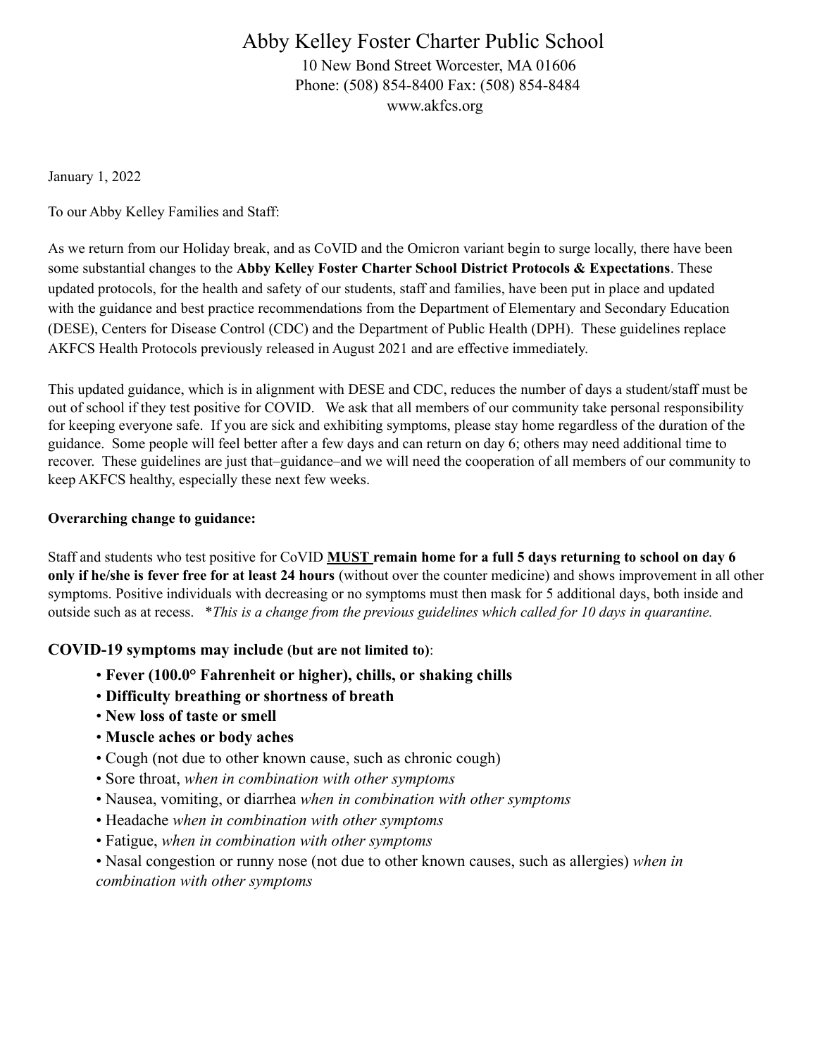# Abby Kelley Foster Charter Public School

10 New Bond Street Worcester, MA 01606
Phone: (508) 854-8400 Fax: (508) 854-8484
www.akfcs.org

January 1, 2022

To our Abby Kelley Families and Staff:

As we return from our Holiday break, and as CoVID and the Omicron variant begin to surge locally, there have been some substantial changes to the **Abby Kelley Foster Charter School District Protocols & Expectations**. These updated protocols, for the health and safety of our students, staff and families, have been put in place and updated with the guidance and best practice recommendations from the Department of Elementary and Secondary Education (DESE), Centers for Disease Control (CDC) and the Department of Public Health (DPH). These guidelines replace AKFCS Health Protocols previously released in August 2021 and are effective immediately.

This updated guidance, which is in alignment with DESE and CDC, reduces the number of days a student/staff must be out of school if they test positive for COVID. We ask that all members of our community take personal responsibility for keeping everyone safe. If you are sick and exhibiting symptoms, please stay home regardless of the duration of the guidance. Some people will feel better after a few days and can return on day 6; others may need additional time to recover. These guidelines are just that–guidance–and we will need the cooperation of all members of our community to keep AKFCS healthy, especially these next few weeks.

**Overarching change to guidance:**

Staff and students who test positive for CoVID **MUST remain home for a full 5 days returning to school on day 6 only if he/she is fever free for at least 24 hours** (without over the counter medicine) and shows improvement in all other symptoms. Positive individuals with decreasing or no symptoms must then mask for 5 additional days, both inside and outside such as at recess. **This is a change from the previous guidelines which called for 10 days in quarantine.*

**COVID-19 symptoms may include (but are not limited to)**:

- **Fever (100.0° Fahrenheit or higher), chills, or shaking chills**
- **Difficulty breathing or shortness of breath**
- **New loss of taste or smell**
- **Muscle aches or body aches**
- Cough (not due to other known cause, such as chronic cough)
- Sore throat, *when in combination with other symptoms*
- Nausea, vomiting, or diarrhea *when in combination with other symptoms*
- Headache *when in combination with other symptoms*
- Fatigue, *when in combination with other symptoms*
- Nasal congestion or runny nose (not due to other known causes, such as allergies) *when in combination with other symptoms*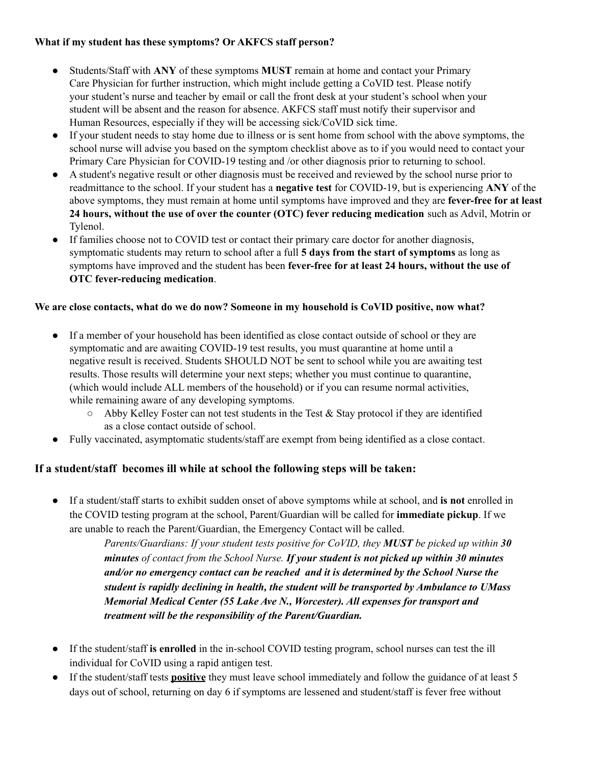**What if my student has these symptoms? Or AKFCS staff person?**

- Students/Staff with **ANY** of these symptoms **MUST** remain at home and contact your Primary Care Physician for further instruction, which might include getting a CoVID test. Please notify your student's nurse and teacher by email or call the front desk at your student's school when your student will be absent and the reason for absence. AKFCS staff must notify their supervisor and Human Resources, especially if they will be accessing sick/CoVID sick time.
- If your student needs to stay home due to illness or is sent home from school with the above symptoms, the school nurse will advise you based on the symptom checklist above as to if you would need to contact your Primary Care Physician for COVID-19 testing and /or other diagnosis prior to returning to school.
- A student's negative result or other diagnosis must be received and reviewed by the school nurse prior to readmittance to the school. If your student has a **negative test** for COVID-19, but is experiencing **ANY** of the above symptoms, they must remain at home until symptoms have improved and they are **fever-free for at least 24 hours, without the use of over the counter (OTC) fever reducing medication** such as Advil, Motrin or Tylenol.
- If families choose not to COVID test or contact their primary care doctor for another diagnosis, symptomatic students may return to school after a full **5 days from the start of symptoms** as long as symptoms have improved and the student has been **fever-free for at least 24 hours, without the use of OTC fever-reducing medication**.

**We are close contacts, what do we do now? Someone in my household is CoVID positive, now what?**

- If a member of your household has been identified as close contact outside of school or they are symptomatic and are awaiting COVID-19 test results, you must quarantine at home until a negative result is received. Students SHOULD NOT be sent to school while you are awaiting test results. Those results will determine your next steps; whether you must continue to quarantine, (which would include ALL members of the household) or if you can resume normal activities, while remaining aware of any developing symptoms.
  - Abby Kelley Foster can not test students in the Test & Stay protocol if they are identified as a close contact outside of school.
- Fully vaccinated, asymptomatic students/staff are exempt from being identified as a close contact.

## If a student/staff becomes ill while at school the following steps will be taken:

- If a student/staff starts to exhibit sudden onset of above symptoms while at school, and **is not** enrolled in the COVID testing program at the school, Parent/Guardian will be called for **immediate pickup**. If we are unable to reach the Parent/Guardian, the Emergency Contact will be called.

  *Parents/Guardians: If your student tests positive for CoVID, they **MUST** be picked up within **30 minutes** of contact from the School Nurse. **If your student is not picked up within 30 minutes and/or no emergency contact can be reached and it is determined by the School Nurse the student is rapidly declining in health, the student will be transported by Ambulance to UMass Memorial Medical Center (55 Lake Ave N., Worcester). All expenses for transport and treatment will be the responsibility of the Parent/Guardian.***

- If the student/staff **is enrolled** in the in-school COVID testing program, school nurses can test the ill individual for CoVID using a rapid antigen test.
- If the student/staff tests **positive** they must leave school immediately and follow the guidance of at least 5 days out of school, returning on day 6 if symptoms are lessened and student/staff is fever free without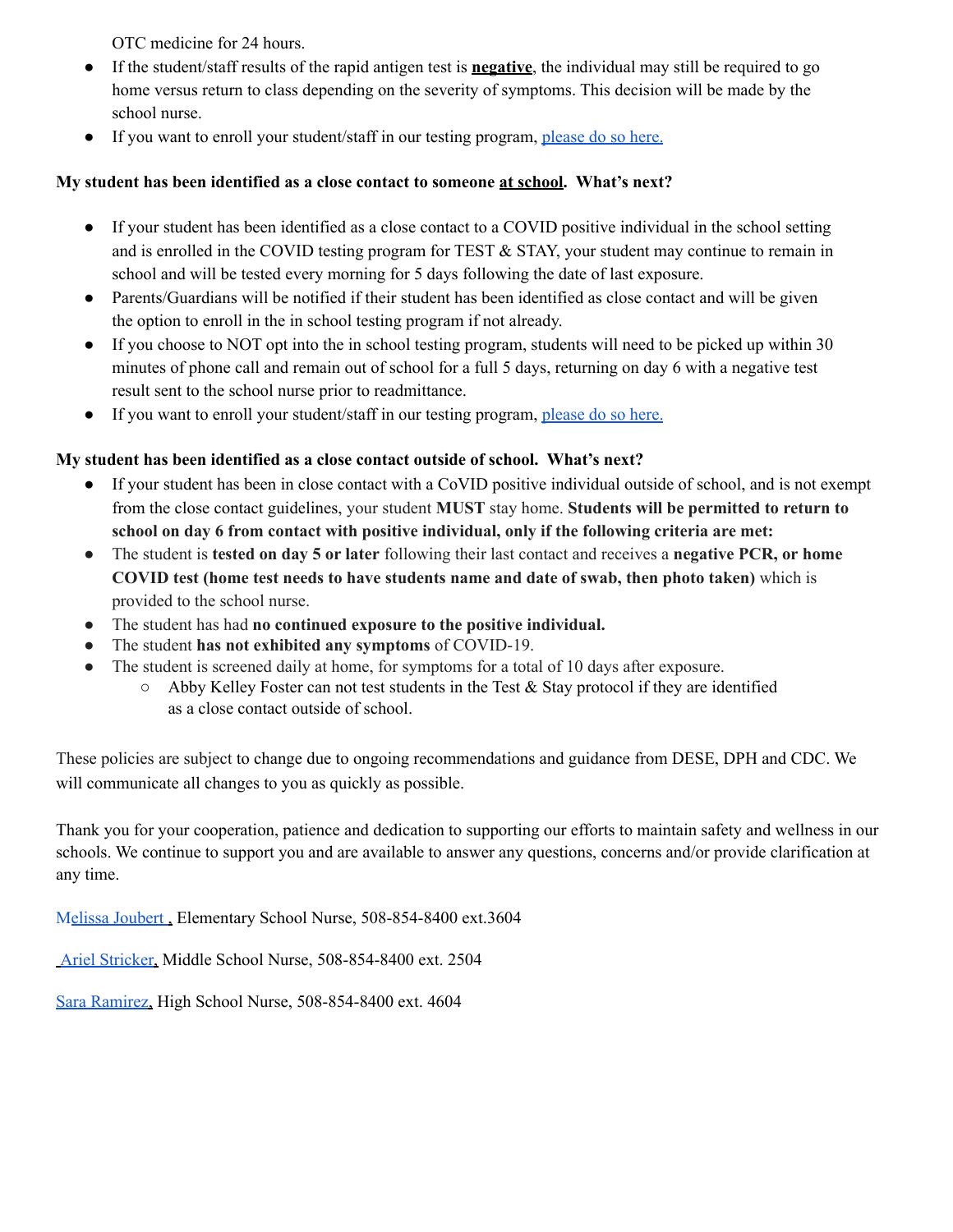OTC medicine for 24 hours.

- If the student/staff results of the rapid antigen test is **negative**, the individual may still be required to go home versus return to class depending on the severity of symptoms. This decision will be made by the school nurse.
- If you want to enroll your student/staff in our testing program, please do so here.

**My student has been identified as a close contact to someone at school. What's next?**

- If your student has been identified as a close contact to a COVID positive individual in the school setting and is enrolled in the COVID testing program for TEST & STAY, your student may continue to remain in school and will be tested every morning for 5 days following the date of last exposure.
- Parents/Guardians will be notified if their student has been identified as close contact and will be given the option to enroll in the in school testing program if not already.
- If you choose to NOT opt into the in school testing program, students will need to be picked up within 30 minutes of phone call and remain out of school for a full 5 days, returning on day 6 with a negative test result sent to the school nurse prior to readmittance.
- If you want to enroll your student/staff in our testing program, please do so here.

**My student has been identified as a close contact outside of school. What's next?**

- If your student has been in close contact with a CoVID positive individual outside of school, and is not exempt from the close contact guidelines, your student **MUST** stay home. **Students will be permitted to return to school on day 6 from contact with positive individual, only if the following criteria are met:**
- The student is **tested on day 5 or later** following their last contact and receives a **negative PCR, or home COVID test (home test needs to have students name and date of swab, then photo taken)** which is provided to the school nurse.
- The student has had **no continued exposure to the positive individual.**
- The student **has not exhibited any symptoms** of COVID-19.
- The student is screened daily at home, for symptoms for a total of 10 days after exposure.
  - Abby Kelley Foster can not test students in the Test & Stay protocol if they are identified as a close contact outside of school.

These policies are subject to change due to ongoing recommendations and guidance from DESE, DPH and CDC. We will communicate all changes to you as quickly as possible.

Thank you for your cooperation, patience and dedication to supporting our efforts to maintain safety and wellness in our schools. We continue to support you and are available to answer any questions, concerns and/or provide clarification at any time.

Melissa Joubert , Elementary School Nurse, 508-854-8400 ext.3604

Ariel Stricker, Middle School Nurse, 508-854-8400 ext. 2504

Sara Ramirez, High School Nurse, 508-854-8400 ext. 4604